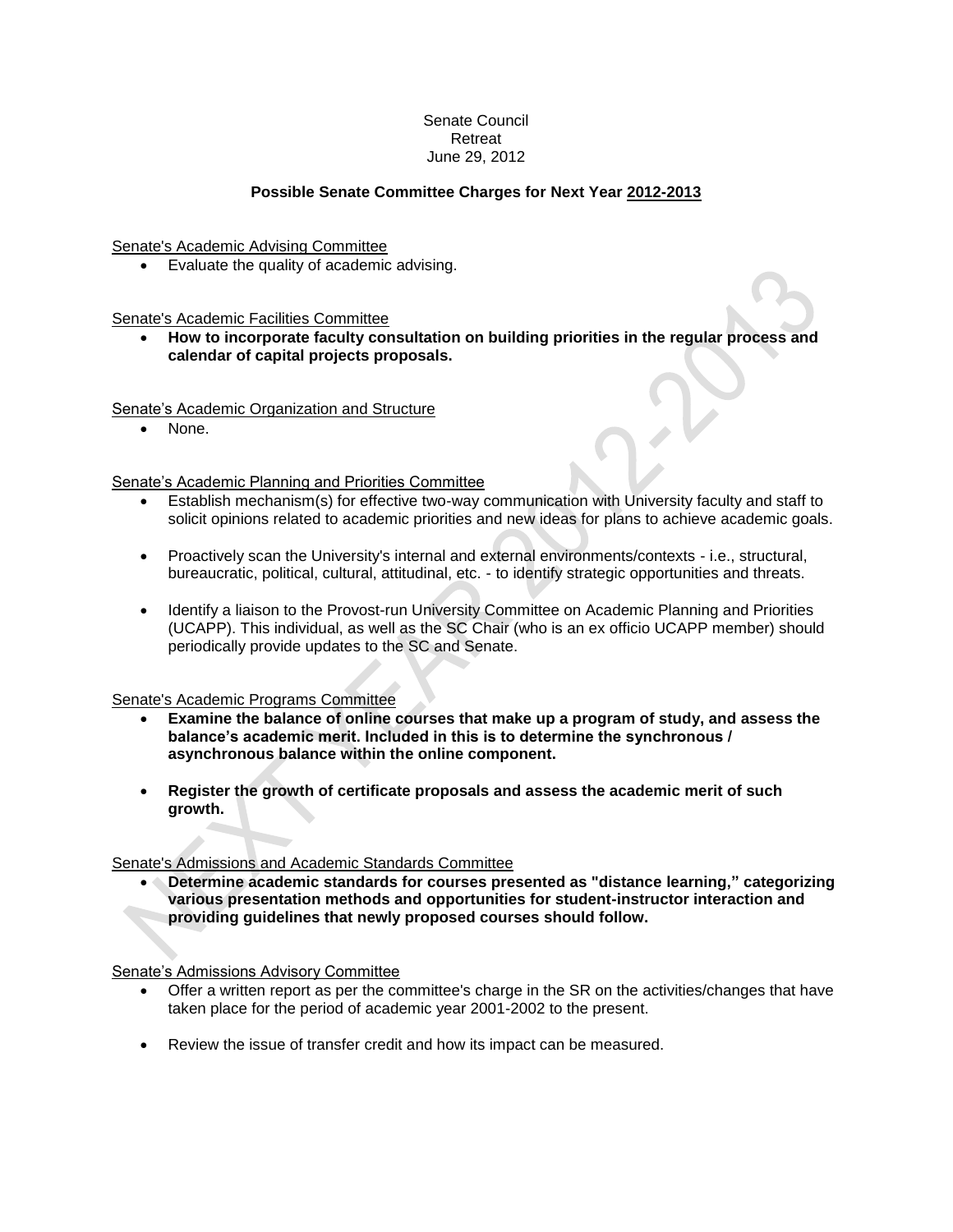Senate Council
Retreat
June 29, 2012

**Possible Senate Committee Charges for Next Year 2012-2013**

Senate's Academic Advising Committee

- Evaluate the quality of academic advising.

Senate's Academic Facilities Committee

- **How to incorporate faculty consultation on building priorities in the regular process and calendar of capital projects proposals.**

Senate's Academic Organization and Structure

- None.

Senate's Academic Planning and Priorities Committee

- Establish mechanism(s) for effective two-way communication with University faculty and staff to solicit opinions related to academic priorities and new ideas for plans to achieve academic goals.
- Proactively scan the University's internal and external environments/contexts - i.e., structural, bureaucratic, political, cultural, attitudinal, etc. - to identify strategic opportunities and threats.
- Identify a liaison to the Provost-run University Committee on Academic Planning and Priorities (UCAPP). This individual, as well as the SC Chair (who is an ex officio UCAPP member) should periodically provide updates to the SC and Senate.

Senate's Academic Programs Committee

- **Examine the balance of online courses that make up a program of study, and assess the balance's academic merit. Included in this is to determine the synchronous / asynchronous balance within the online component.**
- **Register the growth of certificate proposals and assess the academic merit of such growth.**

Senate's Admissions and Academic Standards Committee

- **Determine academic standards for courses presented as "distance learning," categorizing various presentation methods and opportunities for student-instructor interaction and providing guidelines that newly proposed courses should follow.**

Senate's Admissions Advisory Committee

- Offer a written report as per the committee's charge in the SR on the activities/changes that have taken place for the period of academic year 2001-2002 to the present.
- Review the issue of transfer credit and how its impact can be measured.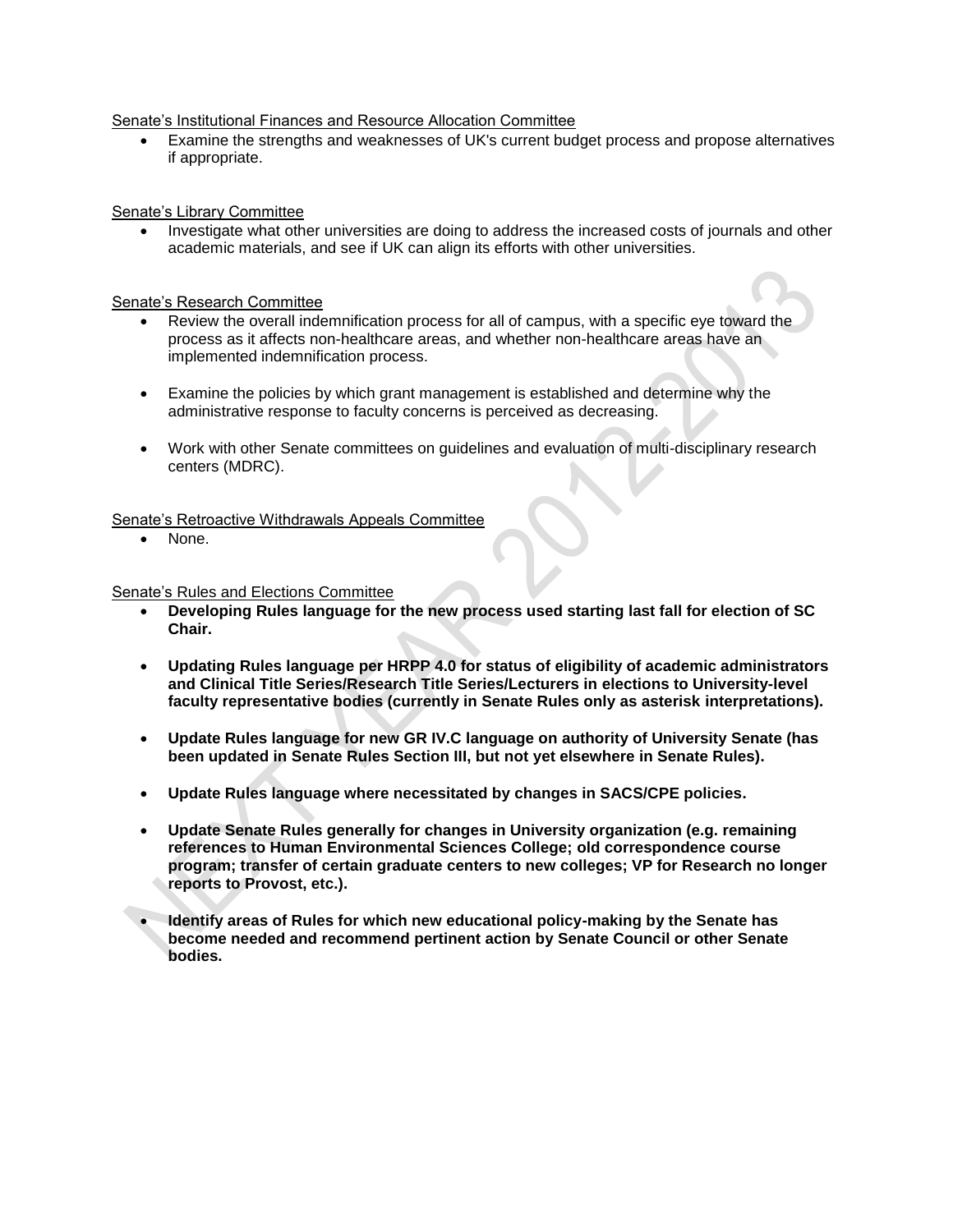Senate's Institutional Finances and Resource Allocation Committee

- Examine the strengths and weaknesses of UK's current budget process and propose alternatives if appropriate.

Senate's Library Committee

- Investigate what other universities are doing to address the increased costs of journals and other academic materials, and see if UK can align its efforts with other universities.

Senate's Research Committee

- Review the overall indemnification process for all of campus, with a specific eye toward the process as it affects non-healthcare areas, and whether non-healthcare areas have an implemented indemnification process.

- Examine the policies by which grant management is established and determine why the administrative response to faculty concerns is perceived as decreasing.

- Work with other Senate committees on guidelines and evaluation of multi-disciplinary research centers (MDRC).

Senate's Retroactive Withdrawals Appeals Committee

- None.

Senate's Rules and Elections Committee

- **Developing Rules language for the new process used starting last fall for election of SC Chair.**

- **Updating Rules language per HRPP 4.0 for status of eligibility of academic administrators and Clinical Title Series/Research Title Series/Lecturers in elections to University-level faculty representative bodies (currently in Senate Rules only as asterisk interpretations).**

- **Update Rules language for new GR IV.C language on authority of University Senate (has been updated in Senate Rules Section III, but not yet elsewhere in Senate Rules).**

- **Update Rules language where necessitated by changes in SACS/CPE policies.**

- **Update Senate Rules generally for changes in University organization (e.g. remaining references to Human Environmental Sciences College; old correspondence course program; transfer of certain graduate centers to new colleges; VP for Research no longer reports to Provost, etc.).**

- **Identify areas of Rules for which new educational policy-making by the Senate has become needed and recommend pertinent action by Senate Council or other Senate bodies.**